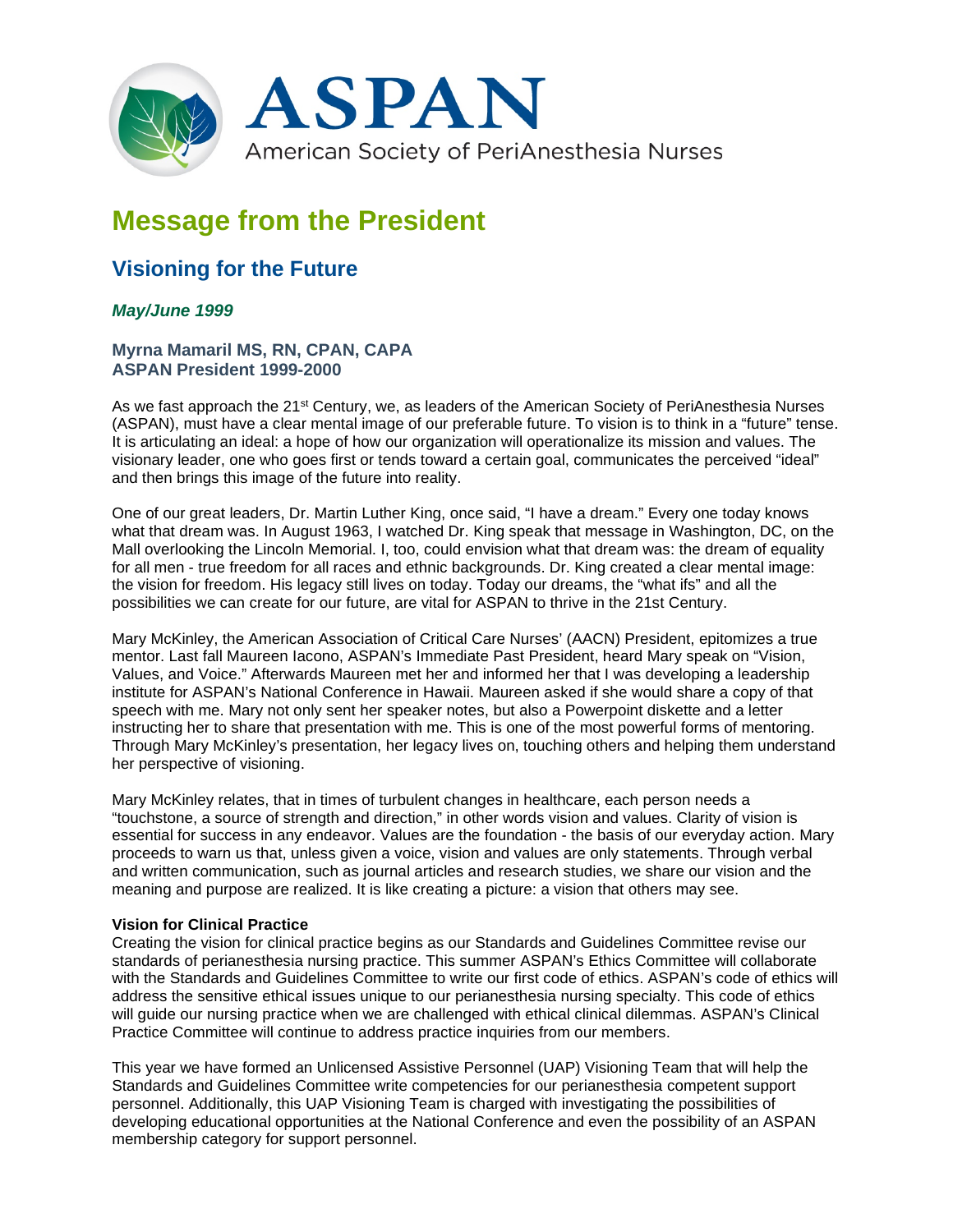# ASPAN

American Society of PeriAnesthesia Nurses

# Message from the President

## Visioning for the Future

***May/June 1999***

### Myrna Mamaril MS, RN, CPAN, CAPA
### ASPAN President 1999-2000

As we fast approach the 21st Century, we, as leaders of the American Society of PeriAnesthesia Nurses (ASPAN), must have a clear mental image of our preferable future. To vision is to think in a "future" tense. It is articulating an ideal: a hope of how our organization will operationalize its mission and values. The visionary leader, one who goes first or tends toward a certain goal, communicates the perceived "ideal" and then brings this image of the future into reality.

One of our great leaders, Dr. Martin Luther King, once said, "I have a dream." Every one today knows what that dream was. In August 1963, I watched Dr. King speak that message in Washington, DC, on the Mall overlooking the Lincoln Memorial. I, too, could envision what that dream was: the dream of equality for all men - true freedom for all races and ethnic backgrounds. Dr. King created a clear mental image: the vision for freedom. His legacy still lives on today. Today our dreams, the "what ifs" and all the possibilities we can create for our future, are vital for ASPAN to thrive in the 21st Century.

Mary McKinley, the American Association of Critical Care Nurses' (AACN) President, epitomizes a true mentor. Last fall Maureen Iacono, ASPAN's Immediate Past President, heard Mary speak on "Vision, Values, and Voice." Afterwards Maureen met her and informed her that I was developing a leadership institute for ASPAN's National Conference in Hawaii. Maureen asked if she would share a copy of that speech with me. Mary not only sent her speaker notes, but also a Powerpoint diskette and a letter instructing her to share that presentation with me. This is one of the most powerful forms of mentoring. Through Mary McKinley's presentation, her legacy lives on, touching others and helping them understand her perspective of visioning.

Mary McKinley relates, that in times of turbulent changes in healthcare, each person needs a "touchstone, a source of strength and direction," in other words vision and values. Clarity of vision is essential for success in any endeavor. Values are the foundation - the basis of our everyday action. Mary proceeds to warn us that, unless given a voice, vision and values are only statements. Through verbal and written communication, such as journal articles and research studies, we share our vision and the meaning and purpose are realized. It is like creating a picture: a vision that others may see.

**Vision for Clinical Practice**

Creating the vision for clinical practice begins as our Standards and Guidelines Committee revise our standards of perianesthesia nursing practice. This summer ASPAN's Ethics Committee will collaborate with the Standards and Guidelines Committee to write our first code of ethics. ASPAN's code of ethics will address the sensitive ethical issues unique to our perianesthesia nursing specialty. This code of ethics will guide our nursing practice when we are challenged with ethical clinical dilemmas. ASPAN's Clinical Practice Committee will continue to address practice inquiries from our members.

This year we have formed an Unlicensed Assistive Personnel (UAP) Visioning Team that will help the Standards and Guidelines Committee write competencies for our perianesthesia competent support personnel. Additionally, this UAP Visioning Team is charged with investigating the possibilities of developing educational opportunities at the National Conference and even the possibility of an ASPAN membership category for support personnel.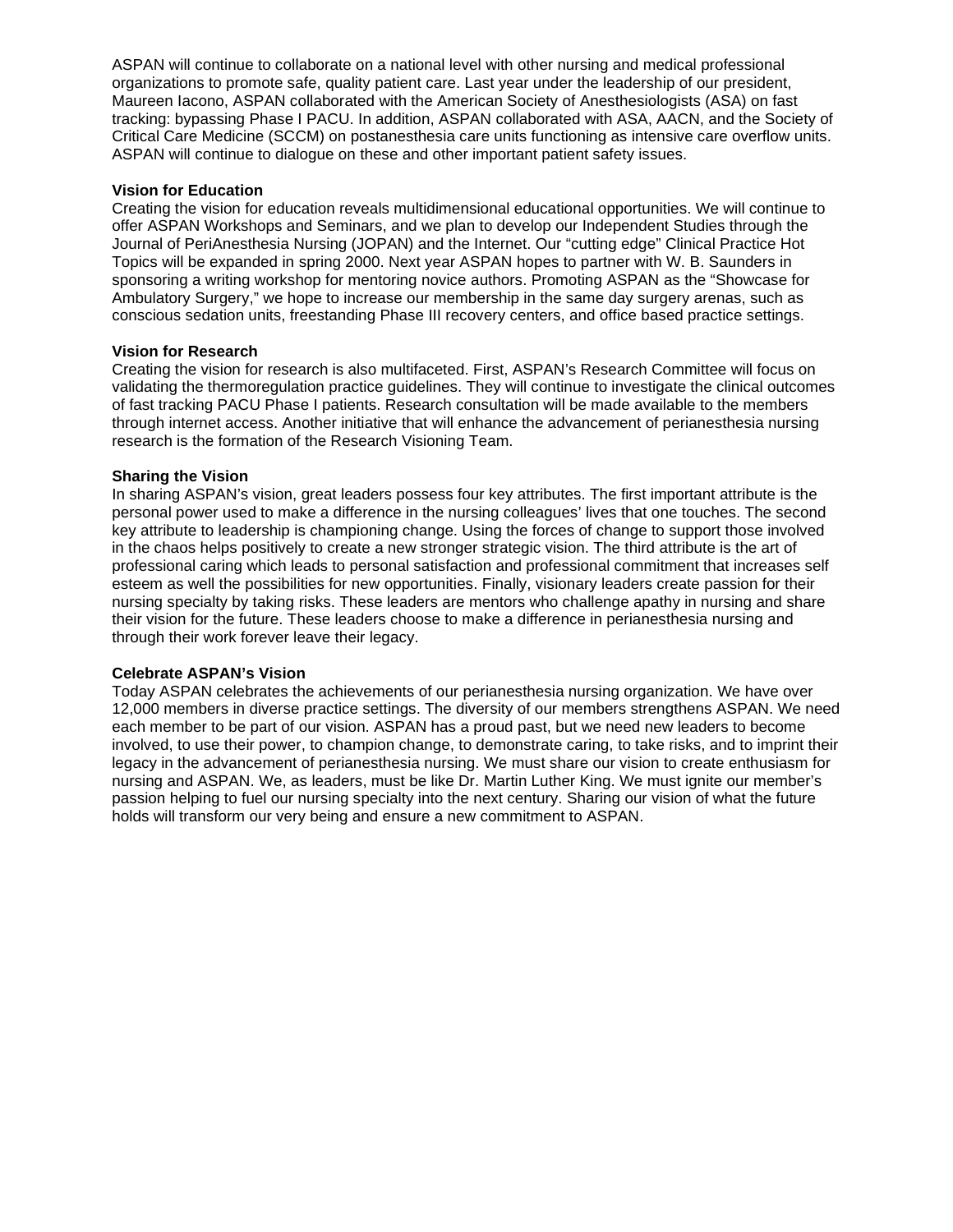ASPAN will continue to collaborate on a national level with other nursing and medical professional organizations to promote safe, quality patient care. Last year under the leadership of our president, Maureen Iacono, ASPAN collaborated with the American Society of Anesthesiologists (ASA) on fast tracking: bypassing Phase I PACU. In addition, ASPAN collaborated with ASA, AACN, and the Society of Critical Care Medicine (SCCM) on postanesthesia care units functioning as intensive care overflow units. ASPAN will continue to dialogue on these and other important patient safety issues.

**Vision for Education**

Creating the vision for education reveals multidimensional educational opportunities. We will continue to offer ASPAN Workshops and Seminars, and we plan to develop our Independent Studies through the Journal of PeriAnesthesia Nursing (JOPAN) and the Internet. Our "cutting edge" Clinical Practice Hot Topics will be expanded in spring 2000. Next year ASPAN hopes to partner with W. B. Saunders in sponsoring a writing workshop for mentoring novice authors. Promoting ASPAN as the "Showcase for Ambulatory Surgery," we hope to increase our membership in the same day surgery arenas, such as conscious sedation units, freestanding Phase III recovery centers, and office based practice settings.

**Vision for Research**

Creating the vision for research is also multifaceted. First, ASPAN's Research Committee will focus on validating the thermoregulation practice guidelines. They will continue to investigate the clinical outcomes of fast tracking PACU Phase I patients. Research consultation will be made available to the members through internet access. Another initiative that will enhance the advancement of perianesthesia nursing research is the formation of the Research Visioning Team.

**Sharing the Vision**

In sharing ASPAN's vision, great leaders possess four key attributes. The first important attribute is the personal power used to make a difference in the nursing colleagues' lives that one touches. The second key attribute to leadership is championing change. Using the forces of change to support those involved in the chaos helps positively to create a new stronger strategic vision. The third attribute is the art of professional caring which leads to personal satisfaction and professional commitment that increases self esteem as well the possibilities for new opportunities. Finally, visionary leaders create passion for their nursing specialty by taking risks. These leaders are mentors who challenge apathy in nursing and share their vision for the future. These leaders choose to make a difference in perianesthesia nursing and through their work forever leave their legacy.

**Celebrate ASPAN's Vision**

Today ASPAN celebrates the achievements of our perianesthesia nursing organization. We have over 12,000 members in diverse practice settings. The diversity of our members strengthens ASPAN. We need each member to be part of our vision. ASPAN has a proud past, but we need new leaders to become involved, to use their power, to champion change, to demonstrate caring, to take risks, and to imprint their legacy in the advancement of perianesthesia nursing. We must share our vision to create enthusiasm for nursing and ASPAN. We, as leaders, must be like Dr. Martin Luther King. We must ignite our member's passion helping to fuel our nursing specialty into the next century. Sharing our vision of what the future holds will transform our very being and ensure a new commitment to ASPAN.